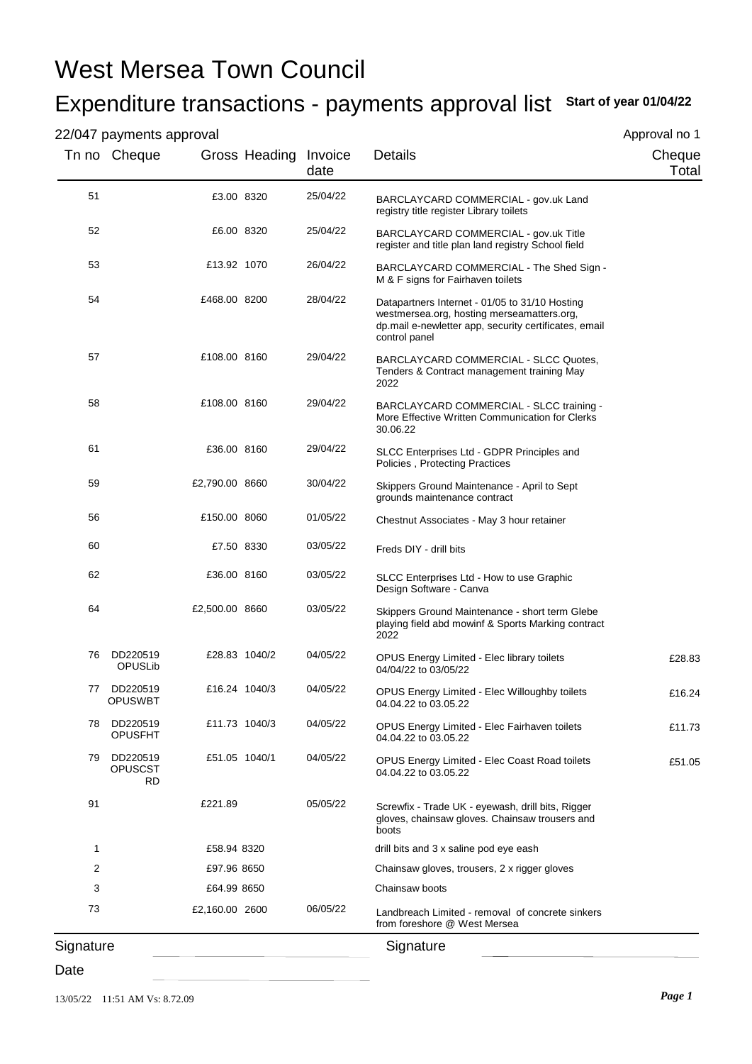# West Mersea Town Council

## Expenditure transactions - payments approval list

**Start of year 01/04/22**

22/047 payments approval

Approval no 1

| Tn no | Cheque | Gross | Heading | Invoice date | Details | Cheque Total |
|---|---|---|---|---|---|---|
| 51 | | £3.00 | 8320 | 25/04/22 | BARCLAYCARD COMMERCIAL - gov.uk Land registry title register Library toilets | |
| 52 | | £6.00 | 8320 | 25/04/22 | BARCLAYCARD COMMERCIAL - gov.uk Title register and title plan land registry School field | |
| 53 | | £13.92 | 1070 | 26/04/22 | BARCLAYCARD COMMERCIAL - The Shed Sign - M & F signs for Fairhaven toilets | |
| 54 | | £468.00 | 8200 | 28/04/22 | Datapartners Internet - 01/05 to 31/10 Hosting westmersea.org, hosting merseamatters.org, dp.mail e-newletter app, security certificates, email control panel | |
| 57 | | £108.00 | 8160 | 29/04/22 | BARCLAYCARD COMMERCIAL - SLCC Quotes, Tenders & Contract management training May 2022 | |
| 58 | | £108.00 | 8160 | 29/04/22 | BARCLAYCARD COMMERCIAL - SLCC training - More Effective Written Communication for Clerks 30.06.22 | |
| 61 | | £36.00 | 8160 | 29/04/22 | SLCC Enterprises Ltd - GDPR Principles and Policies , Protecting Practices | |
| 59 | | £2,790.00 | 8660 | 30/04/22 | Skippers Ground Maintenance - April to Sept grounds maintenance contract | |
| 56 | | £150.00 | 8060 | 01/05/22 | Chestnut Associates - May 3 hour retainer | |
| 60 | | £7.50 | 8330 | 03/05/22 | Freds DIY - drill bits | |
| 62 | | £36.00 | 8160 | 03/05/22 | SLCC Enterprises Ltd - How to use Graphic Design Software - Canva | |
| 64 | | £2,500.00 | 8660 | 03/05/22 | Skippers Ground Maintenance - short term Glebe playing field abd mowinf & Sports Marking contract 2022 | |
| 76 | DD220519 OPUSLib | £28.83 | 1040/2 | 04/05/22 | OPUS Energy Limited - Elec library toilets 04/04/22 to 03/05/22 | £28.83 |
| 77 | DD220519 OPUSWBT | £16.24 | 1040/3 | 04/05/22 | OPUS Energy Limited - Elec Willoughby toilets 04.04.22 to 03.05.22 | £16.24 |
| 78 | DD220519 OPUSFHT | £11.73 | 1040/3 | 04/05/22 | OPUS Energy Limited - Elec Fairhaven toilets 04.04.22 to 03.05.22 | £11.73 |
| 79 | DD220519 OPUSCST RD | £51.05 | 1040/1 | 04/05/22 | OPUS Energy Limited - Elec Coast Road toilets 04.04.22 to 03.05.22 | £51.05 |
| 91 | | £221.89 | | 05/05/22 | Screwfix - Trade UK - eyewash, drill bits, Rigger gloves, chainsaw gloves. Chainsaw trousers and boots | |
| 1 | | £58.94 | 8320 | | drill bits and 3 x saline pod eye eash | |
| 2 | | £97.96 | 8650 | | Chainsaw gloves, trousers, 2 x rigger gloves | |
| 3 | | £64.99 | 8650 | | Chainsaw boots | |
| 73 | | £2,160.00 | 2600 | 06/05/22 | Landbreach Limited - removal of concrete sinkers from foreshore @ West Mersea | |

Signature ____________________ Signature ____________________

Date ____________________

13/05/22 11:51 AM Vs: 8.72.09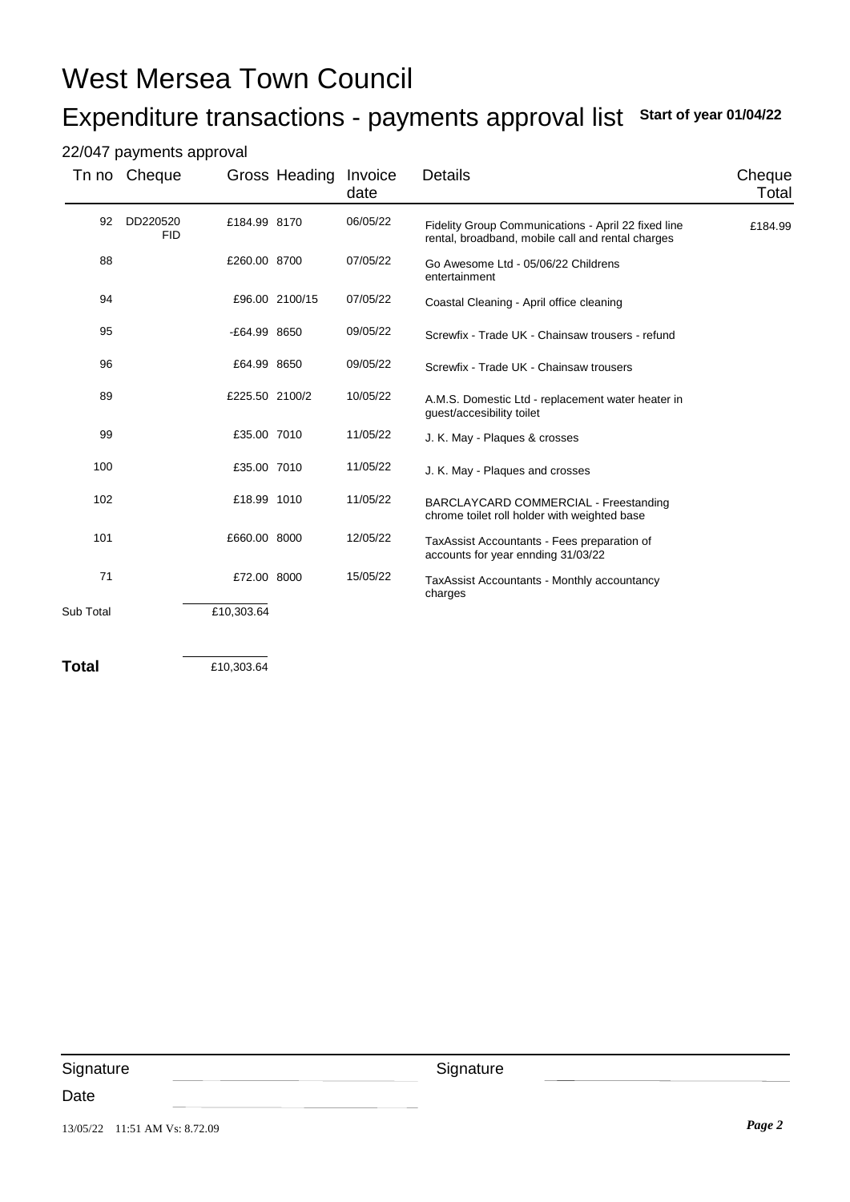# West Mersea Town Council

## Expenditure transactions - payments approval list

**Start of year 01/04/22**

22/047 payments approval

| Tn no | Cheque | Gross | Heading | Invoice date | Details | Cheque Total |
|---|---|---|---|---|---|---|
| 92 | DD220520 FID | £184.99 | 8170 | 06/05/22 | Fidelity Group Communications - April 22 fixed line rental, broadband, mobile call and rental charges | £184.99 |
| 88 | | £260.00 | 8700 | 07/05/22 | Go Awesome Ltd - 05/06/22 Childrens entertainment | |
| 94 | | £96.00 | 2100/15 | 07/05/22 | Coastal Cleaning - April office cleaning | |
| 95 | | -£64.99 | 8650 | 09/05/22 | Screwfix - Trade UK - Chainsaw trousers - refund | |
| 96 | | £64.99 | 8650 | 09/05/22 | Screwfix - Trade UK - Chainsaw trousers | |
| 89 | | £225.50 | 2100/2 | 10/05/22 | A.M.S. Domestic Ltd - replacement water heater in guest/accesibility toilet | |
| 99 | | £35.00 | 7010 | 11/05/22 | J. K. May - Plaques & crosses | |
| 100 | | £35.00 | 7010 | 11/05/22 | J. K. May - Plaques and crosses | |
| 102 | | £18.99 | 1010 | 11/05/22 | BARCLAYCARD COMMERCIAL - Freestanding chrome toilet roll holder with weighted base | |
| 101 | | £660.00 | 8000 | 12/05/22 | TaxAssist Accountants - Fees preparation of accounts for year ennding 31/03/22 | |
| 71 | | £72.00 | 8000 | 15/05/22 | TaxAssist Accountants - Monthly accountancy charges | |
| Sub Total | | £10,303.64 | | | | |

| | | |
|---|---|---|
| **Total** | | £10,303.64 |

Signature

Signature

Date

13/05/22 11:51 AM Vs: 8.72.09